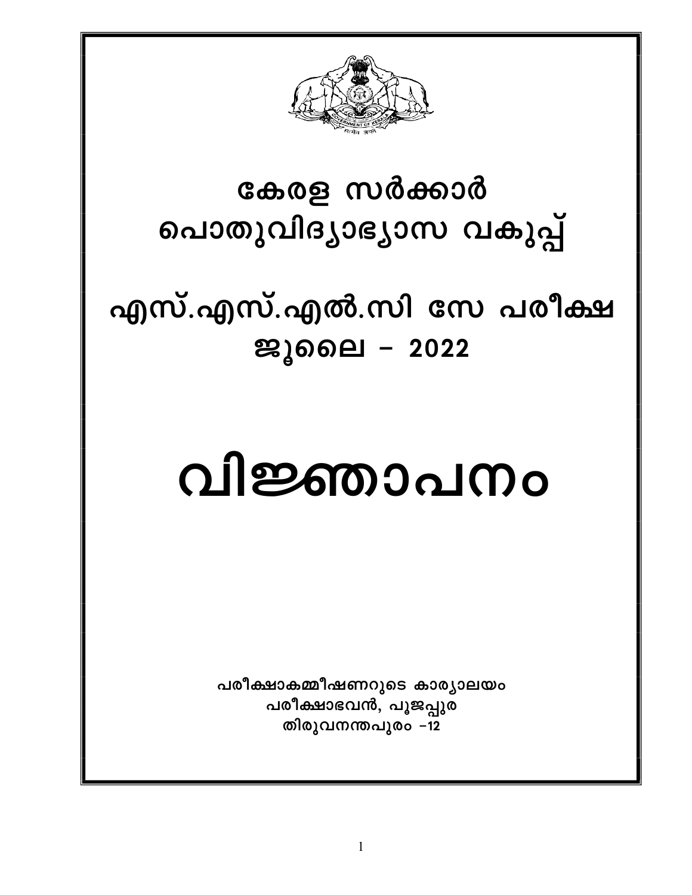# കേരള സർക്കാർ
# പൊതുവിദ്യാഭ്യാസ വകുപ്പ്

## എസ്.എസ്.എൽ.സി സേ പരീക്ഷ
## ജൂലൈ – 2022

# വിജ്ഞാപനം

**പരീക്ഷാകമ്മീഷണറുടെ കാര്യാലയം**
**പരീക്ഷാഭവൻ, പൂജപ്പുര**
**തിരുവനന്തപുരം –12**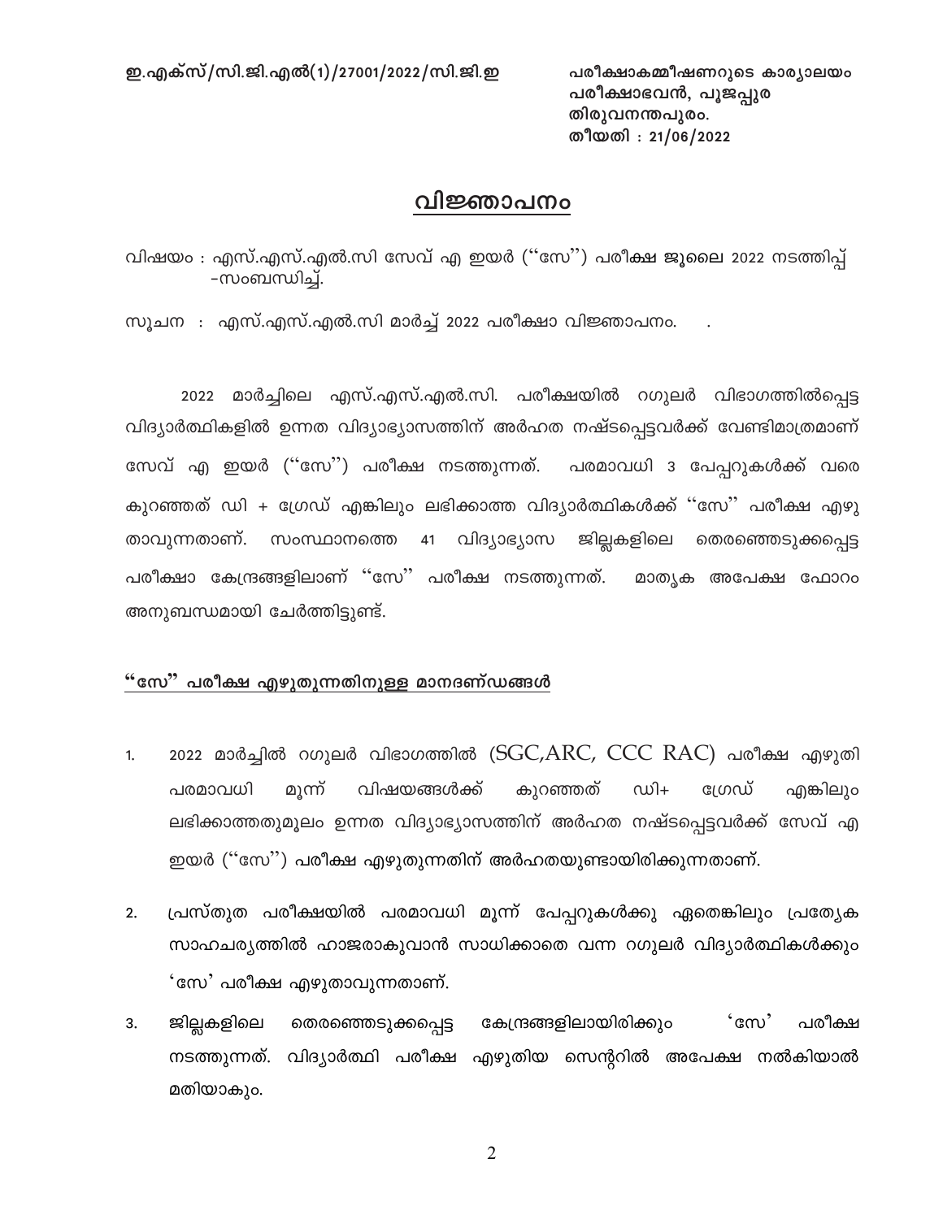ഇ.എക്സ്/സി.ജി.എൽ(1)/27001/2022/സി.ജി.ഇ

പരീക്ഷാകമ്മീഷണറുടെ കാര്യാലയം
പരീക്ഷാഭവൻ, പൂജപ്പുര
തിരുവനന്തപുരം.
തീയതി : 21/06/2022

# വിജ്ഞാപനം

വിഷയം : എസ്.എസ്.എൽ.സി സേവ് എ ഇയർ (''സേ'') പരീക്ഷ ജൂലൈ 2022 നടത്തിപ്പ് -സംബന്ധിച്ച്.

സൂചന : എസ്.എസ്.എൽ.സി മാർച്ച് 2022 പരീക്ഷാ വിജ്ഞാപനം.

2022 മാർച്ചിലെ എസ്.എസ്.എൽ.സി. പരീക്ഷയിൽ റഗുലർ വിഭാഗത്തിൽപ്പെട്ട വിദ്യാർത്ഥികളിൽ ഉന്നത വിദ്യാഭ്യാസത്തിന് അർഹത നഷ്ടപ്പെട്ടവർക്ക് വേണ്ടിമാത്രമാണ് സേവ് എ ഇയർ (''സേ'') പരീക്ഷ നടത്തുന്നത്. പരമാവധി 3 പേപ്പറുകൾക്ക് വരെ കുറഞ്ഞത് ഡി + ഗ്രേഡ് എങ്കിലും ലഭിക്കാത്ത വിദ്യാർത്ഥികൾക്ക് ''സേ'' പരീക്ഷ എഴുതാവുന്നതാണ്. സംസ്ഥാനത്തെ 41 വിദ്യാഭ്യാസ ജില്ലകളിലെ തെരഞ്ഞെടുക്കപ്പെട്ട പരീക്ഷാ കേന്ദ്രങ്ങളിലാണ് ''സേ'' പരീക്ഷ നടത്തുന്നത്. മാതൃക അപേക്ഷ ഫോറം അനുബന്ധമായി ചേർത്തിട്ടുണ്ട്.

## ''സേ'' പരീക്ഷ എഴുതുന്നതിനുള്ള മാനദണ്ഡങ്ങൾ

1. 2022 മാർച്ചിൽ റഗുലർ വിഭാഗത്തിൽ (SGC,ARC, CCC RAC) പരീക്ഷ എഴുതി പരമാവധി മൂന്ന് വിഷയങ്ങൾക്ക് കുറഞ്ഞത് ഡി+ ഗ്രേഡ് എങ്കിലും ലഭിക്കാത്തതുമൂലം ഉന്നത വിദ്യാഭ്യാസത്തിന് അർഹത നഷ്ടപ്പെട്ടവർക്ക് സേവ് എ ഇയർ (''സേ'') പരീക്ഷ എഴുതുന്നതിന് അർഹതയുണ്ടായിരിക്കുന്നതാണ്.
2. പ്രസ്തുത പരീക്ഷയിൽ പരമാവധി മൂന്ന് പേപ്പറുകൾക്കു ഏതെങ്കിലും പ്രത്യേക സാഹചര്യത്തിൽ ഹാജരാകുവാൻ സാധിക്കാതെ വന്ന റഗുലർ വിദ്യാർത്ഥികൾക്കും 'സേ' പരീക്ഷ എഴുതാവുന്നതാണ്.
3. ജില്ലകളിലെ തെരഞ്ഞെടുക്കപ്പെട്ട കേന്ദ്രങ്ങളിലായിരിക്കും 'സേ' പരീക്ഷ നടത്തുന്നത്. വിദ്യാർത്ഥി പരീക്ഷ എഴുതിയ സെന്ററിൽ അപേക്ഷ നൽകിയാൽ മതിയാകും.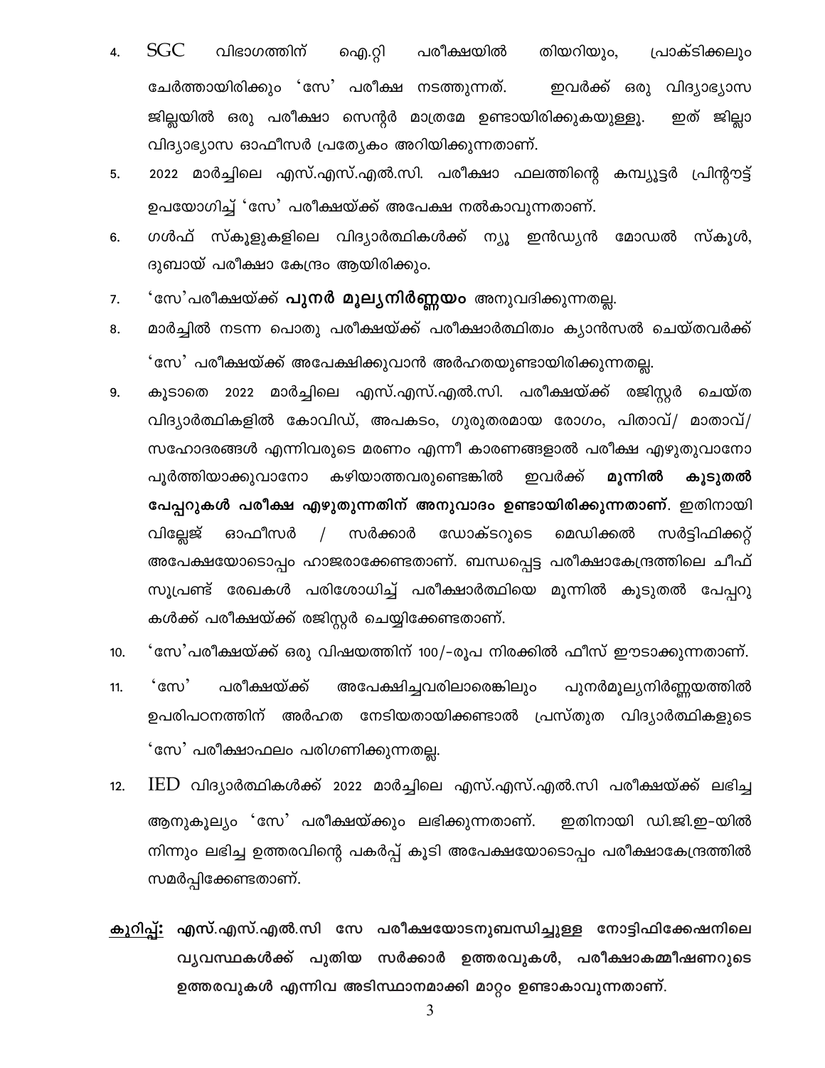4. SGC വിഭാഗത്തിന് ഐ.റ്റി പരീക്ഷയിൽ തിയറിയും, പ്രാക്ടിക്കലും ചേർത്തായിരിക്കും 'സേ' പരീക്ഷ നടത്തുന്നത്. ഇവർക്ക് ഒരു വിദ്യാഭ്യാസ ജില്ലയിൽ ഒരു പരീക്ഷാ സെന്റർ മാത്രമേ ഉണ്ടായിരിക്കുകയുള്ളൂ. ഇത് ജില്ലാ വിദ്യാഭ്യാസ ഓഫീസർ പ്രത്യേകം അറിയിക്കുന്നതാണ്.
5. 2022 മാർച്ചിലെ എസ്.എസ്.എൽ.സി. പരീക്ഷാ ഫലത്തിന്റെ കമ്പ്യൂട്ടർ പ്രിന്റൗട്ട് ഉപയോഗിച്ച് 'സേ' പരീക്ഷയ്ക്ക് അപേക്ഷ നൽകാവുന്നതാണ്.
6. ഗൾഫ് സ്കൂളുകളിലെ വിദ്യാർത്ഥികൾക്ക് ന്യൂ ഇൻഡ്യൻ മോഡൽ സ്കൂൾ, ദുബായ് പരീക്ഷാ കേന്ദ്രം ആയിരിക്കും.
7. 'സേ'പരീക്ഷയ്ക്ക് **പുനർ മൂല്യനിർണ്ണയം** അനുവദിക്കുന്നതല്ല.
8. മാർച്ചിൽ നടന്ന പൊതു പരീക്ഷയ്ക്ക് പരീക്ഷാർത്ഥിത്വം ക്യാൻസൽ ചെയ്തവർക്ക് 'സേ' പരീക്ഷയ്ക്ക് അപേക്ഷിക്കുവാൻ അർഹതയുണ്ടായിരിക്കുന്നതല്ല.
9. കൂടാതെ 2022 മാർച്ചിലെ എസ്.എസ്.എൽ.സി. പരീക്ഷയ്ക്ക് രജിസ്റ്റർ ചെയ്ത വിദ്യാർത്ഥികളിൽ കോവിഡ്, അപകടം, ഗുരുതരമായ രോഗം, പിതാവ്/ മാതാവ്/ സഹോദരങ്ങൾ എന്നിവരുടെ മരണം എന്നീ കാരണങ്ങളാൽ പരീക്ഷ എഴുതുവാനോ പൂർത്തിയാക്കുവാനോ കഴിയാത്തവരുണ്ടെങ്കിൽ ഇവർക്ക് **മൂന്നിൽ കൂടുതൽ പേപ്പറുകൾ പരീക്ഷ എഴുതുന്നതിന് അനുവാദം ഉണ്ടായിരിക്കുന്നതാണ്**. ഇതിനായി വില്ലേജ് ഓഫീസർ / സർക്കാർ ഡോക്ടറുടെ മെഡിക്കൽ സർട്ടിഫിക്കറ്റ് അപേക്ഷയോടൊപ്പം ഹാജരാക്കേണ്ടതാണ്. ബന്ധപ്പെട്ട പരീക്ഷാകേന്ദ്രത്തിലെ ചീഫ് സൂപ്രണ്ട് രേഖകൾ പരിശോധിച്ച് പരീക്ഷാർത്ഥിയെ മൂന്നിൽ കൂടുതൽ പേപ്പറുകൾക്ക് പരീക്ഷയ്ക്ക് രജിസ്റ്റർ ചെയ്യിക്കേണ്ടതാണ്.
10. 'സേ'പരീക്ഷയ്ക്ക് ഒരു വിഷയത്തിന് 100/-രൂപ നിരക്കിൽ ഫീസ് ഈടാക്കുന്നതാണ്.
11. 'സേ' പരീക്ഷയ്ക്ക് അപേക്ഷിച്ചവരിലാരെങ്കിലും പുനർമൂല്യനിർണ്ണയത്തിൽ ഉപരിപഠനത്തിന് അർഹത നേടിയതായിക്കണ്ടാൽ പ്രസ്തുത വിദ്യാർത്ഥികളുടെ 'സേ' പരീക്ഷാഫലം പരിഗണിക്കുന്നതല്ല.
12. IED വിദ്യാർത്ഥികൾക്ക് 2022 മാർച്ചിലെ എസ്.എസ്.എൽ.സി പരീക്ഷയ്ക്ക് ലഭിച്ച ആനുകൂല്യം 'സേ' പരീക്ഷയ്ക്കും ലഭിക്കുന്നതാണ്. ഇതിനായി ഡി.ജി.ഇ-യിൽ നിന്നും ലഭിച്ച ഉത്തരവിന്റെ പകർപ്പ് കൂടി അപേക്ഷയോടൊപ്പം പരീക്ഷാകേന്ദ്രത്തിൽ സമർപ്പിക്കേണ്ടതാണ്.

**<u>കുറിപ്പ്:</u> എസ്.എസ്.എൽ.സി സേ പരീക്ഷയോടനുബന്ധിച്ചുള്ള നോട്ടിഫിക്കേഷനിലെ വ്യവസ്ഥകൾക്ക് പുതിയ സർക്കാർ ഉത്തരവുകൾ, പരീക്ഷാകമ്മീഷണറുടെ ഉത്തരവുകൾ എന്നിവ അടിസ്ഥാനമാക്കി മാറ്റം ഉണ്ടാകാവുന്നതാണ്.**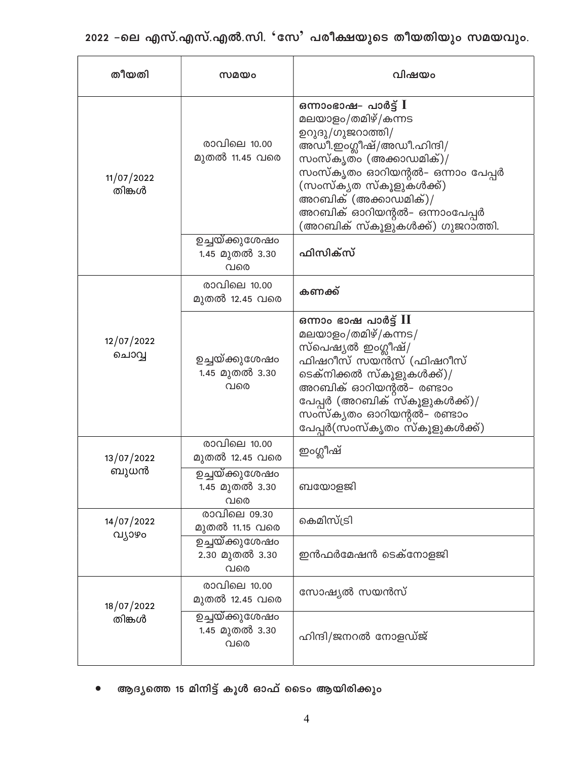## 2022 –ലെ എസ്.എസ്.എൽ.സി. 'സേ' പരീക്ഷയുടെ തീയതിയും സമയവും.

| തീയതി | സമയം | വിഷയം |
|---|---|---|
| 11/07/2022 തിങ്കൾ | രാവിലെ 10.00 മുതൽ 11.45 വരെ | **ഒന്നാംഭാഷ- പാർട്ട് I** മലയാളം/തമിഴ്/കന്നട ഉറുദു/ഗുജറാത്തി/ അഡീ.ഇംഗ്ലീഷ്/അഡീ.ഹിന്ദി/ സംസ്കൃതം (അക്കാഡമിക്)/ സംസ്കൃതം ഓറിയന്റൽ- ഒന്നാം പേപ്പർ (സംസ്കൃത സ്കൂളുകൾക്ക്) അറബിക് (അക്കാഡമിക്)/ അറബിക് ഓറിയന്റൽ- ഒന്നാംപേപ്പർ (അറബിക് സ്കൂളുകൾക്ക്) ഗുജറാത്തി. |
| | ഉച്ചയ്ക്കുശേഷം 1.45 മുതൽ 3.30 വരെ | **ഫിസിക്സ്** |
| 12/07/2022 ചൊവ്വ | രാവിലെ 10.00 മുതൽ 12.45 വരെ | **കണക്ക്** |
| | ഉച്ചയ്ക്കുശേഷം 1.45 മുതൽ 3.30 വരെ | **ഒന്നാം ഭാഷ പാർട്ട് II** മലയാളം/തമിഴ്/കന്നട/ സ്പെഷ്യൽ ഇംഗ്ലീഷ്/ ഫിഷറീസ് സയൻസ് (ഫിഷറീസ് ടെക്നിക്കൽ സ്കൂളുകൾക്ക്)/ അറബിക് ഓറിയന്റൽ- രണ്ടാം പേപ്പർ (അറബിക് സ്കൂളുകൾക്ക്)/ സംസ്കൃതം ഓറിയന്റൽ- രണ്ടാം പേപ്പർ(സംസ്കൃതം സ്കൂളുകൾക്ക്) |
| 13/07/2022 ബുധൻ | രാവിലെ 10.00 മുതൽ 12.45 വരെ | ഇംഗ്ലീഷ് |
| | ഉച്ചയ്ക്കുശേഷം 1.45 മുതൽ 3.30 വരെ | ബയോളജി |
| 14/07/2022 വ്യാഴം | രാവിലെ 09.30 മുതൽ 11.15 വരെ | കെമിസ്ട്രി |
| | ഉച്ചയ്ക്കുശേഷം 2.30 മുതൽ 3.30 വരെ | ഇൻഫർമേഷൻ ടെക്നോളജി |
| 18/07/2022 തിങ്കൾ | രാവിലെ 10.00 മുതൽ 12.45 വരെ | സോഷ്യൽ സയൻസ് |
| | ഉച്ചയ്ക്കുശേഷം 1.45 മുതൽ 3.30 വരെ | ഹിന്ദി/ജനറൽ നോളഡ്ജ് |

- **ആദ്യത്തെ 15 മിനിട്ട് കൂൾ ഓഫ് ടൈം ആയിരിക്കും**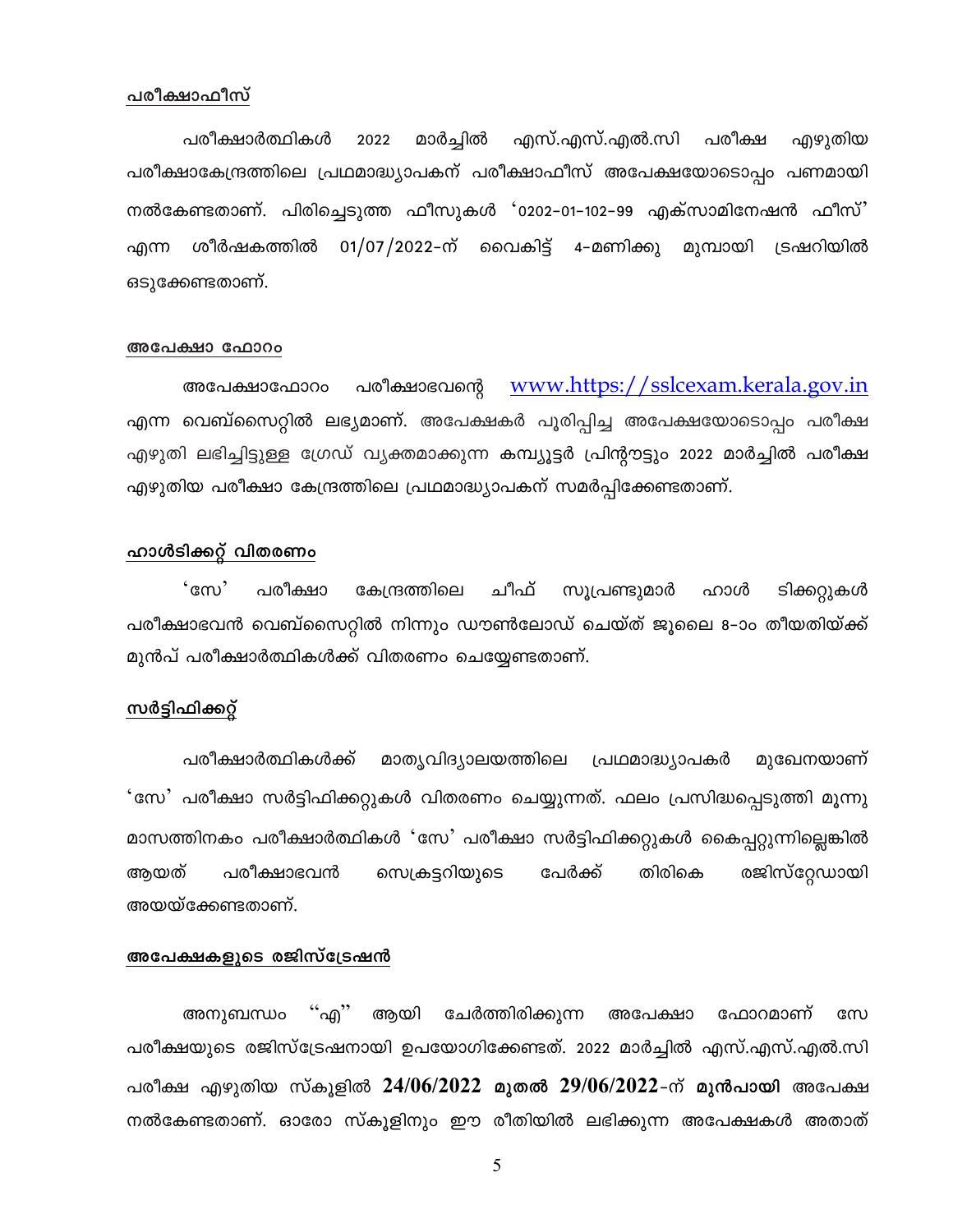**<u>പരീക്ഷാഫീസ്</u>**

പരീക്ഷാർത്ഥികൾ 2022 മാർച്ചിൽ എസ്.എസ്.എൽ.സി പരീക്ഷ എഴുതിയ പരീക്ഷാകേന്ദ്രത്തിലെ പ്രഥമാദ്ധ്യാപകന് പരീക്ഷാഫീസ് അപേക്ഷയോടൊപ്പം പണമായി നൽകേണ്ടതാണ്. പിരിച്ചെടുത്ത ഫീസുകൾ '0202-01-102-99 എക്സാമിനേഷൻ ഫീസ്' എന്ന ശീർഷകത്തിൽ 01/07/2022-ന് വൈകിട്ട് 4-മണിക്കു മുമ്പായി ട്രഷറിയിൽ ഒടുക്കേണ്ടതാണ്.

**<u>അപേക്ഷാ ഫോറം</u>**

അപേക്ഷാഫോറം പരീക്ഷാഭവന്റെ www.https://sslcexam.kerala.gov.in എന്ന വെബ്സൈറ്റിൽ ലഭ്യമാണ്. അപേക്ഷകർ പൂരിപ്പിച്ച അപേക്ഷയോടൊപ്പം പരീക്ഷ എഴുതി ലഭിച്ചിട്ടുള്ള ഗ്രേഡ് വ്യക്തമാക്കുന്ന കമ്പ്യൂട്ടർ പ്രിന്റൗട്ടും 2022 മാർച്ചിൽ പരീക്ഷ എഴുതിയ പരീക്ഷാ കേന്ദ്രത്തിലെ പ്രഥമാദ്ധ്യാപകന് സമർപ്പിക്കേണ്ടതാണ്.

**<u>ഹാൾടിക്കറ്റ് വിതരണം</u>**

'സേ' പരീക്ഷാ കേന്ദ്രത്തിലെ ചീഫ് സൂപ്രണ്ടുമാർ ഹാൾ ടിക്കറ്റുകൾ പരീക്ഷാഭവൻ വെബ്സൈറ്റിൽ നിന്നും ഡൗൺലോഡ് ചെയ്ത് ജൂലൈ 8-ാം തീയതിയ്ക്ക് മുൻപ് പരീക്ഷാർത്ഥികൾക്ക് വിതരണം ചെയ്യേണ്ടതാണ്.

**<u>സർട്ടിഫിക്കറ്റ്</u>**

പരീക്ഷാർത്ഥികൾക്ക് മാതൃവിദ്യാലയത്തിലെ പ്രഥമാദ്ധ്യാപകർ മുഖേനയാണ് 'സേ' പരീക്ഷാ സർട്ടിഫിക്കറ്റുകൾ വിതരണം ചെയ്യുന്നത്. ഫലം പ്രസിദ്ധപ്പെടുത്തി മൂന്നു മാസത്തിനകം പരീക്ഷാർത്ഥികൾ 'സേ' പരീക്ഷാ സർട്ടിഫിക്കറ്റുകൾ കൈപ്പറ്റുന്നില്ലെങ്കിൽ ആയത് പരീക്ഷാഭവൻ സെക്രട്ടറിയുടെ പേർക്ക് തിരികെ രജിസ്റ്റേഡായി അയയ്ക്കേണ്ടതാണ്.

**<u>അപേക്ഷകളുടെ രജിസ്ട്രേഷൻ</u>**

അനുബന്ധം ''എ'' ആയി ചേർത്തിരിക്കുന്ന അപേക്ഷാ ഫോറമാണ് സേ പരീക്ഷയുടെ രജിസ്ട്രേഷനായി ഉപയോഗിക്കേണ്ടത്. 2022 മാർച്ചിൽ എസ്.എസ്.എൽ.സി പരീക്ഷ എഴുതിയ സ്കൂളിൽ **24/06/2022 മുതൽ 29/06/2022**-ന് **മുൻപായി** അപേക്ഷ നൽകേണ്ടതാണ്. ഓരോ സ്കൂളിനും ഈ രീതിയിൽ ലഭിക്കുന്ന അപേക്ഷകൾ അതാത്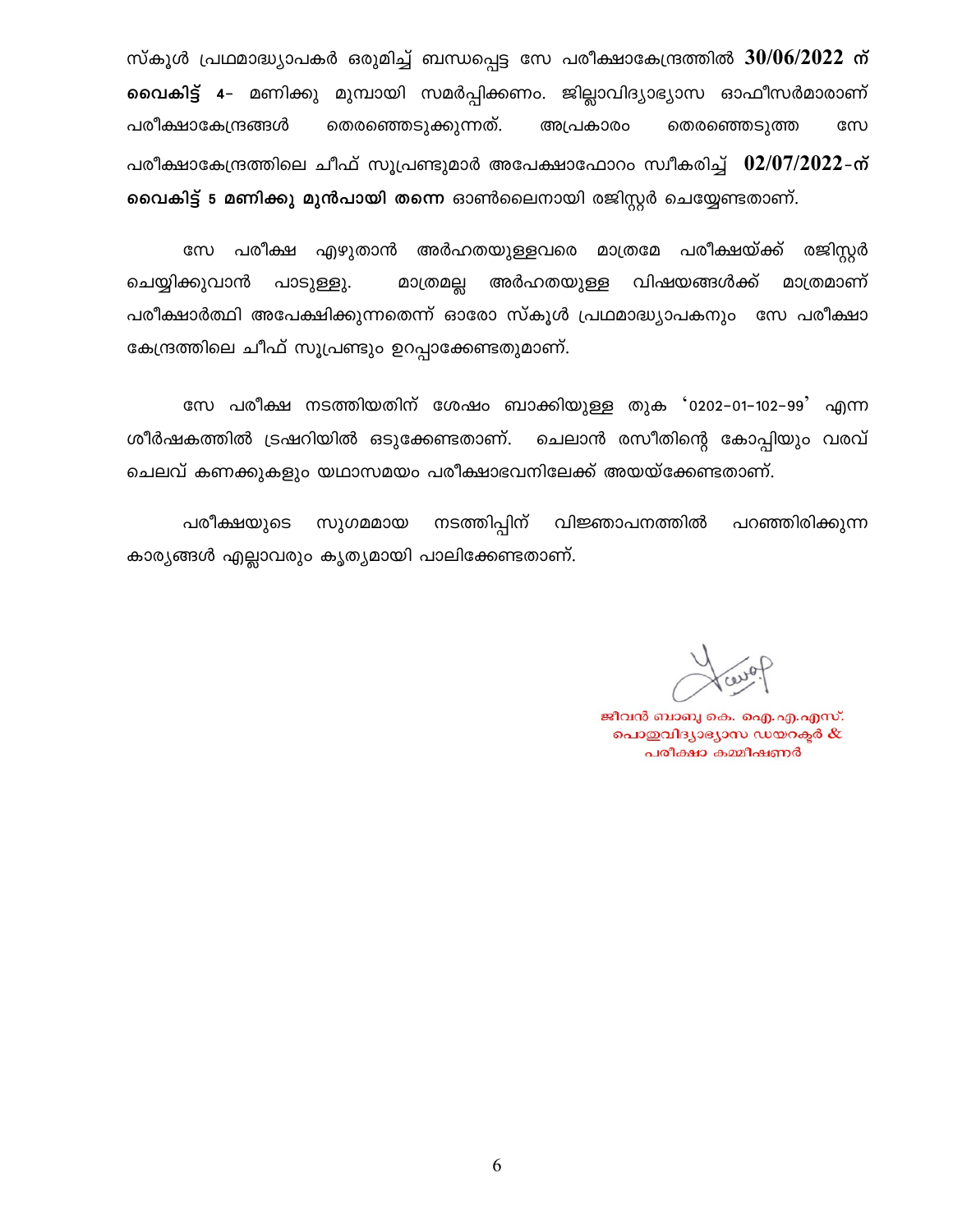സ്കൂൾ പ്രഥമാദ്ധ്യാപകർ ഒരുമിച്ച് ബന്ധപ്പെട്ട സേ പരീക്ഷാകേന്ദ്രത്തിൽ **30/06/2022 ന് വൈകിട്ട് 4- മണിക്കു** മുമ്പായി സമർപ്പിക്കണം. ജില്ലാവിദ്യാഭ്യാസ ഓഫീസർമാരാണ് പരീക്ഷാകേന്ദ്രങ്ങൾ തെരഞ്ഞെടുക്കുന്നത്. അപ്രകാരം തെരഞ്ഞെടുത്ത സേ പരീക്ഷാകേന്ദ്രത്തിലെ ചീഫ് സൂപ്രണ്ടുമാർ അപേക്ഷാഫോറം സ്വീകരിച്ച് **02/07/2022-ന് വൈകിട്ട് 5 മണിക്കു മുൻപായി തന്നെ** ഓൺലൈനായി രജിസ്റ്റർ ചെയ്യേണ്ടതാണ്.

സേ പരീക്ഷ എഴുതാൻ അർഹതയുള്ളവരെ മാത്രമേ പരീക്ഷയ്ക്ക് രജിസ്റ്റർ ചെയ്യിക്കുവാൻ പാടുള്ളൂ. മാത്രമല്ല അർഹതയുള്ള വിഷയങ്ങൾക്ക് മാത്രമാണ് പരീക്ഷാർത്ഥി അപേക്ഷിക്കുന്നതെന്ന് ഓരോ സ്കൂൾ പ്രഥമാദ്ധ്യാപകനും സേ പരീക്ഷാ കേന്ദ്രത്തിലെ ചീഫ് സൂപ്രണ്ടും ഉറപ്പാക്കേണ്ടതുമാണ്.

സേ പരീക്ഷ നടത്തിയതിന് ശേഷം ബാക്കിയുള്ള തുക '0202-01-102-99' എന്ന ശീർഷകത്തിൽ ട്രഷറിയിൽ ഒടുക്കേണ്ടതാണ്. ചെലാൻ രസീതിന്റെ കോപ്പിയും വരവ് ചെലവ് കണക്കുകളും യഥാസമയം പരീക്ഷാഭവനിലേക്ക് അയയ്ക്കേണ്ടതാണ്.

പരീക്ഷയുടെ സുഗമമായ നടത്തിപ്പിന് വിജ്ഞാപനത്തിൽ പറഞ്ഞിരിക്കുന്ന കാര്യങ്ങൾ എല്ലാവരും കൃത്യമായി പാലിക്കേണ്ടതാണ്.

ജീവൻ ബാബു കെ. ഐ.എ.എസ്.
പൊതുവിദ്യാഭ്യാസ ഡയറക്ടർ &
പരീക്ഷാ കമ്മീഷണർ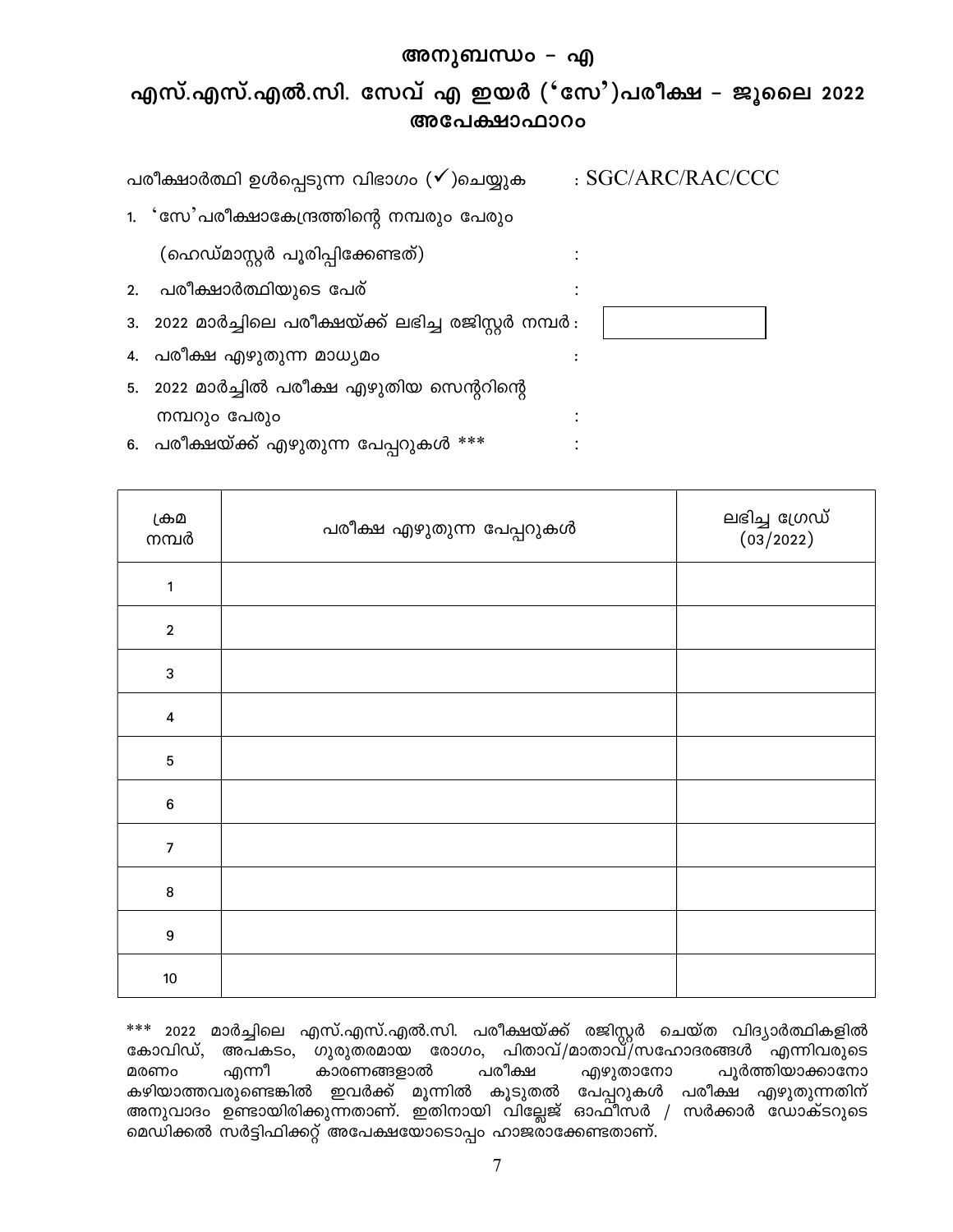## അനുബന്ധം – എ

## എസ്.എസ്.എൽ.സി. സേവ് എ ഇയർ (‘സേ’)പരീക്ഷ – ജൂലൈ 2022
## അപേക്ഷാഫാറം

പരീക്ഷാർത്ഥി ഉൾപ്പെടുന്ന വിഭാഗം (✓)ചെയ്യുക : SGC/ARC/RAC/CCC

1. ‘സേ’പരീക്ഷാകേന്ദ്രത്തിന്റെ നമ്പരും പേരും
   (ഹെഡ്മാസ്റ്റർ പൂരിപ്പിക്കേണ്ടത്) :
2. പരീക്ഷാർത്ഥിയുടെ പേര് :
3. 2022 മാർച്ചിലെ പരീക്ഷയ്ക്ക് ലഭിച്ച രജിസ്റ്റർ നമ്പർ :
4. പരീക്ഷ എഴുതുന്ന മാധ്യമം :
5. 2022 മാർച്ചിൽ പരീക്ഷ എഴുതിയ സെന്ററിന്റെ
   നമ്പറും പേരും :
6. പരീക്ഷയ്ക്ക് എഴുതുന്ന പേപ്പറുകൾ *** :

| ക്രമ നമ്പർ | പരീക്ഷ എഴുതുന്ന പേപ്പറുകൾ | ലഭിച്ച ഗ്രേഡ് (03/2022) |
|---|---|---|
| 1 | | |
| 2 | | |
| 3 | | |
| 4 | | |
| 5 | | |
| 6 | | |
| 7 | | |
| 8 | | |
| 9 | | |
| 10 | | |

*** 2022 മാർച്ചിലെ എസ്.എസ്.എൽ.സി. പരീക്ഷയ്ക്ക് രജിസ്റ്റർ ചെയ്ത വിദ്യാർത്ഥികളിൽ കോവിഡ്, അപകടം, ഗുരുതരമായ രോഗം, പിതാവ്/മാതാവ്/സഹോദരങ്ങൾ എന്നിവരുടെ മരണം എന്നീ കാരണങ്ങളാൽ പരീക്ഷ എഴുതാനോ പൂർത്തിയാക്കാനോ കഴിയാത്തവരുണ്ടെങ്കിൽ ഇവർക്ക് മൂന്നിൽ കൂടുതൽ പേപ്പറുകൾ പരീക്ഷ എഴുതുന്നതിന് അനുവാദം ഉണ്ടായിരിക്കുന്നതാണ്. ഇതിനായി വില്ലേജ് ഓഫീസർ / സർക്കാർ ഡോക്ടറുടെ മെഡിക്കൽ സർട്ടിഫിക്കറ്റ് അപേക്ഷയോടൊപ്പം ഹാജരാക്കേണ്ടതാണ്.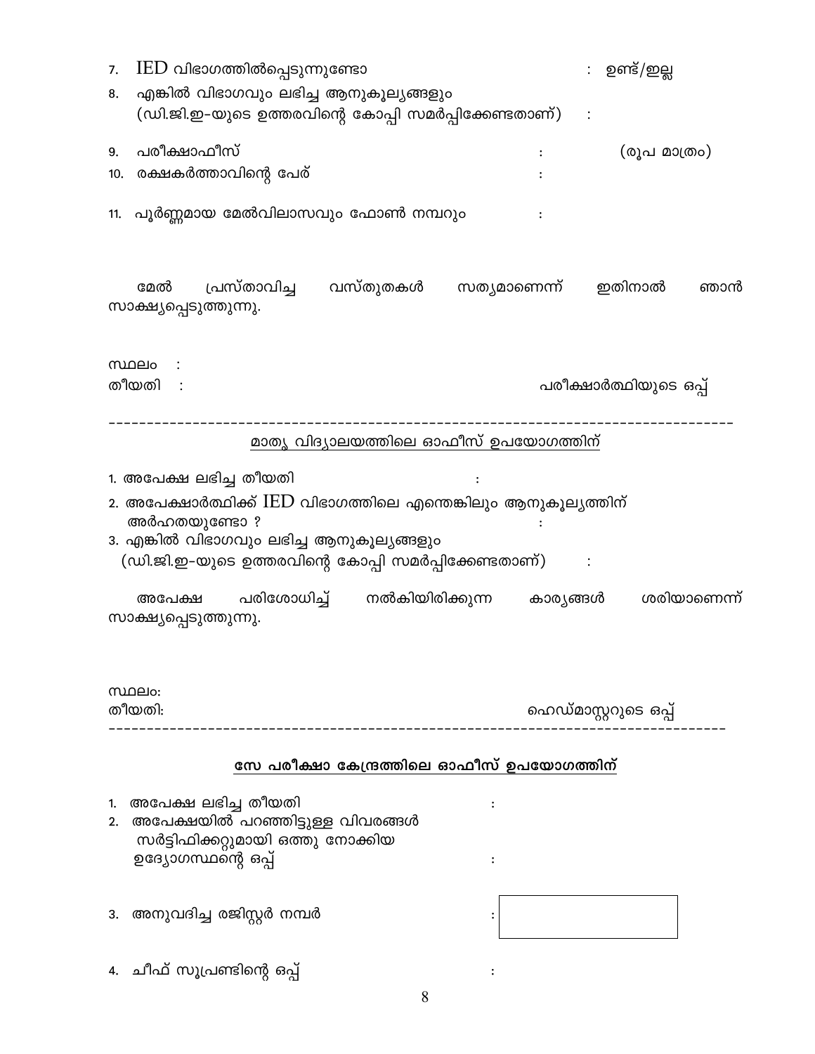7. IED വിഭാഗത്തിൽപ്പെടുന്നുണ്ടോ : ഉണ്ട്/ഇല്ല
8. എങ്കിൽ വിഭാഗവും ലഭിച്ച ആനുകൂല്യങ്ങളും (ഡി.ജി.ഇ-യുടെ ഉത്തരവിന്റെ കോപ്പി സമർപ്പിക്കേണ്ടതാണ്) :
9. പരീക്ഷാഫീസ് : (രൂപ മാത്രം)
10. രക്ഷകർത്താവിന്റെ പേര് :
11. പൂർണ്ണമായ മേൽവിലാസവും ഫോൺ നമ്പറും :

മേൽ പ്രസ്താവിച്ച വസ്തുതകൾ സത്യമാണെന്ന് ഇതിനാൽ ഞാൻ സാക്ഷ്യപ്പെടുത്തുന്നു.

സ്ഥലം :
തീയതി : പരീക്ഷാർത്ഥിയുടെ ഒപ്പ്

---

<u>മാതൃ വിദ്യാലയത്തിലെ ഓഫീസ് ഉപയോഗത്തിന്</u>

1. അപേക്ഷ ലഭിച്ച തീയതി :
2. അപേക്ഷാർത്ഥിക്ക് IED വിഭാഗത്തിലെ എന്തെങ്കിലും ആനുകൂല്യത്തിന് അർഹതയുണ്ടോ ? :
3. എങ്കിൽ വിഭാഗവും ലഭിച്ച ആനുകൂല്യങ്ങളും (ഡി.ജി.ഇ-യുടെ ഉത്തരവിന്റെ കോപ്പി സമർപ്പിക്കേണ്ടതാണ്) :

അപേക്ഷ പരിശോധിച്ച് നൽകിയിരിക്കുന്ന കാര്യങ്ങൾ ശരിയാണെന്ന് സാക്ഷ്യപ്പെടുത്തുന്നു.

സ്ഥലം:
തീയതി: ഹെഡ്മാസ്റ്ററുടെ ഒപ്പ്

---

**<u>സേ പരീക്ഷാ കേന്ദ്രത്തിലെ ഓഫീസ് ഉപയോഗത്തിന്</u>**

1. അപേക്ഷ ലഭിച്ച തീയതി :
2. അപേക്ഷയിൽ പറഞ്ഞിട്ടുള്ള വിവരങ്ങൾ സർട്ടിഫിക്കറ്റുമായി ഒത്തു നോക്കിയ ഉദ്യോഗസ്ഥന്റെ ഒപ്പ് :
3. അനുവദിച്ച രജിസ്റ്റർ നമ്പർ :
4. ചീഫ് സൂപ്രണ്ടിന്റെ ഒപ്പ് :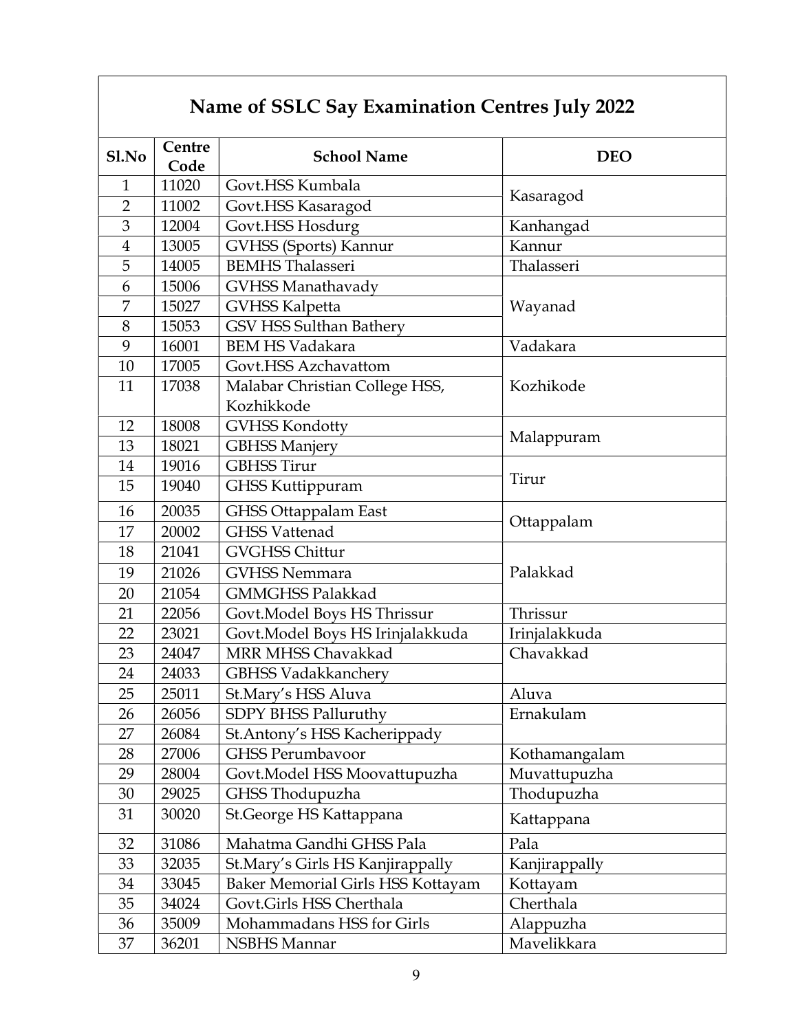## Name of SSLC Say Examination Centres July 2022

| Sl.No | Centre Code | School Name | DEO |
|---|---|---|---|
| 1 | 11020 | Govt.HSS Kumbala | Kasaragod |
| 2 | 11002 | Govt.HSS Kasaragod | |
| 3 | 12004 | Govt.HSS Hosdurg | Kanhangad |
| 4 | 13005 | GVHSS (Sports) Kannur | Kannur |
| 5 | 14005 | BEMHS Thalasseri | Thalasseri |
| 6 | 15006 | GVHSS Manathavady | Wayanad |
| 7 | 15027 | GVHSS Kalpetta | |
| 8 | 15053 | GSV HSS Sulthan Bathery | |
| 9 | 16001 | BEM HS Vadakara | Vadakara |
| 10 | 17005 | Govt.HSS Azchavattom | Kozhikode |
| 11 | 17038 | Malabar Christian College HSS, Kozhikkode | |
| 12 | 18008 | GVHSS Kondotty | Malappuram |
| 13 | 18021 | GBHSS Manjery | |
| 14 | 19016 | GBHSS Tirur | Tirur |
| 15 | 19040 | GHSS Kuttippuram | |
| 16 | 20035 | GHSS Ottappalam East | Ottappalam |
| 17 | 20002 | GHSS Vattenad | |
| 18 | 21041 | GVGHSS Chittur | Palakkad |
| 19 | 21026 | GVHSS Nemmara | |
| 20 | 21054 | GMMGHSS Palakkad | |
| 21 | 22056 | Govt.Model Boys HS Thrissur | Thrissur |
| 22 | 23021 | Govt.Model Boys HS Irinjalakkuda | Irinjalakkuda |
| 23 | 24047 | MRR MHSS Chavakkad | Chavakkad |
| 24 | 24033 | GBHSS Vadakkanchery | |
| 25 | 25011 | St.Mary's HSS Aluva | Aluva |
| 26 | 26056 | SDPY BHSS Palluruthy | Ernakulam |
| 27 | 26084 | St.Antony's HSS Kacherippady | |
| 28 | 27006 | GHSS Perumbavoor | Kothamangalam |
| 29 | 28004 | Govt.Model HSS Moovattupuzha | Muvattupuzha |
| 30 | 29025 | GHSS Thodupuzha | Thodupuzha |
| 31 | 30020 | St.George HS Kattappana | Kattappana |
| 32 | 31086 | Mahatma Gandhi GHSS Pala | Pala |
| 33 | 32035 | St.Mary's Girls HS Kanjirappally | Kanjirappally |
| 34 | 33045 | Baker Memorial Girls HSS Kottayam | Kottayam |
| 35 | 34024 | Govt.Girls HSS Cherthala | Cherthala |
| 36 | 35009 | Mohammadans HSS for Girls | Alappuzha |
| 37 | 36201 | NSBHS Mannar | Mavelikkara |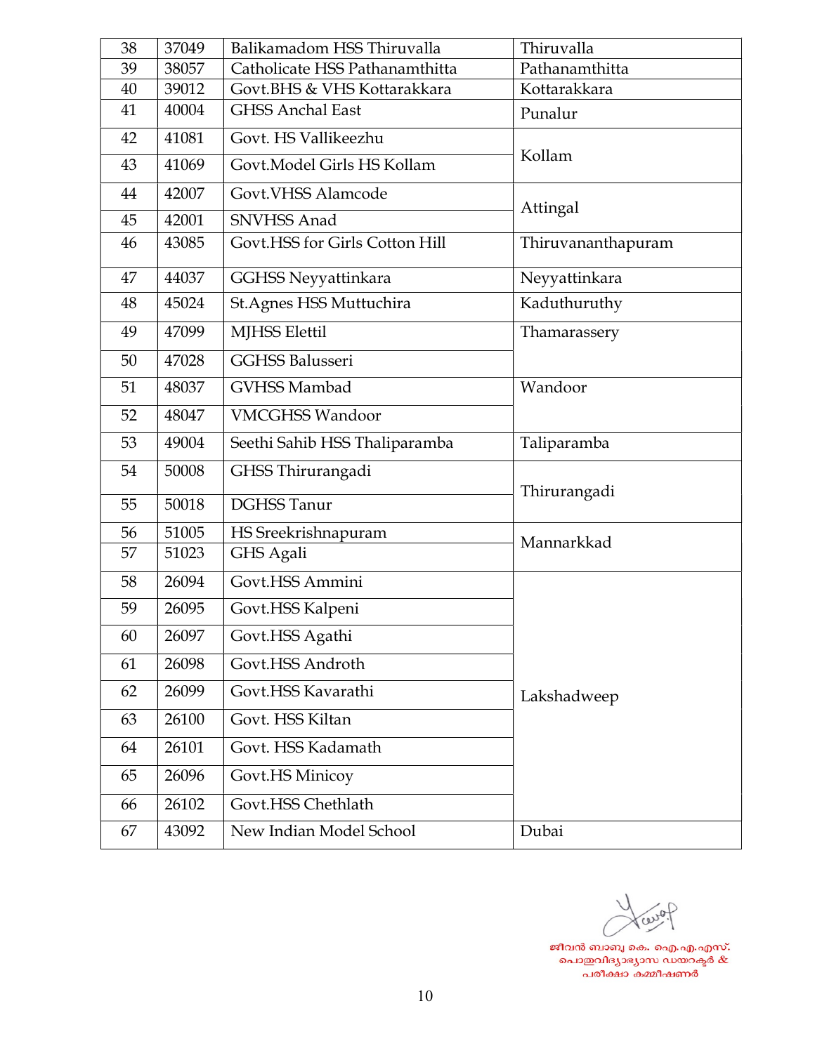| | | | |
|---|---|---|---|
| 38 | 37049 | Balikamadom HSS Thiruvalla | Thiruvalla |
| 39 | 38057 | Catholicate HSS Pathanamthitta | Pathanamthitta |
| 40 | 39012 | Govt.BHS & VHS Kottarakkara | Kottarakkara |
| 41 | 40004 | GHSS Anchal East | Punalur |
| 42 | 41081 | Govt. HS Vallikeezhu | Kollam |
| 43 | 41069 | Govt.Model Girls HS Kollam | |
| 44 | 42007 | Govt.VHSS Alamcode | Attingal |
| 45 | 42001 | SNVHSS Anad | |
| 46 | 43085 | Govt.HSS for Girls Cotton Hill | Thiruvananthapuram |
| 47 | 44037 | GGHSS Neyyattinkara | Neyyattinkara |
| 48 | 45024 | St.Agnes HSS Muttuchira | Kaduthuruthy |
| 49 | 47099 | MJHSS Elettil | Thamarassery |
| 50 | 47028 | GGHSS Balusseri | |
| 51 | 48037 | GVHSS Mambad | Wandoor |
| 52 | 48047 | VMCGHSS Wandoor | |
| 53 | 49004 | Seethi Sahib HSS Thaliparamba | Taliparamba |
| 54 | 50008 | GHSS Thirurangadi | Thirurangadi |
| 55 | 50018 | DGHSS Tanur | |
| 56 | 51005 | HS Sreekrishnapuram | Mannarkkad |
| 57 | 51023 | GHS Agali | |
| 58 | 26094 | Govt.HSS Ammini | Lakshadweep |
| 59 | 26095 | Govt.HSS Kalpeni | |
| 60 | 26097 | Govt.HSS Agathi | |
| 61 | 26098 | Govt.HSS Androth | |
| 62 | 26099 | Govt.HSS Kavarathi | |
| 63 | 26100 | Govt. HSS Kiltan | |
| 64 | 26101 | Govt. HSS Kadamath | |
| 65 | 26096 | Govt.HS Minicoy | |
| 66 | 26102 | Govt.HSS Chethlath | |
| 67 | 43092 | New Indian Model School | Dubai |

ജീവൻ ബാബു കെ. ഐ.എ.എസ്.
പൊതുവിദ്യാഭ്യാസ ഡയറക്ടർ &
പരീക്ഷാ കമ്മീഷണർ